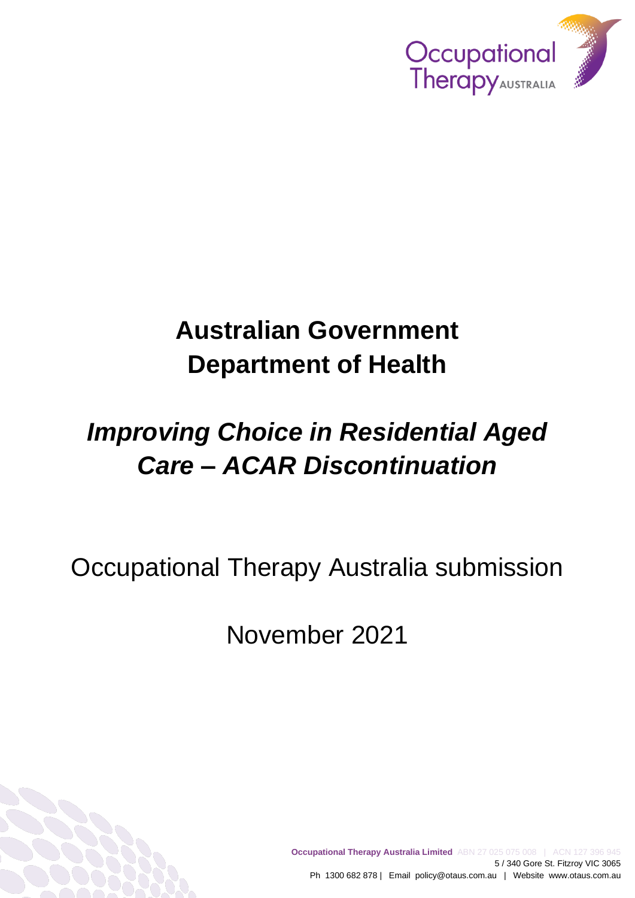# Australian Government Department of Health

# *Improving Choice in Residential Aged Care – ACAR Discontinuation*

Occupational Therapy Australia submission

November 2021

**Occupational Therapy Australia Limited** ABN 27 025 075 008 | ACN 127 396 945
5 / 340 Gore St. Fitzroy VIC 3065
Ph 1300 682 878 | Email policy@otaus.com.au | Website www.otaus.com.au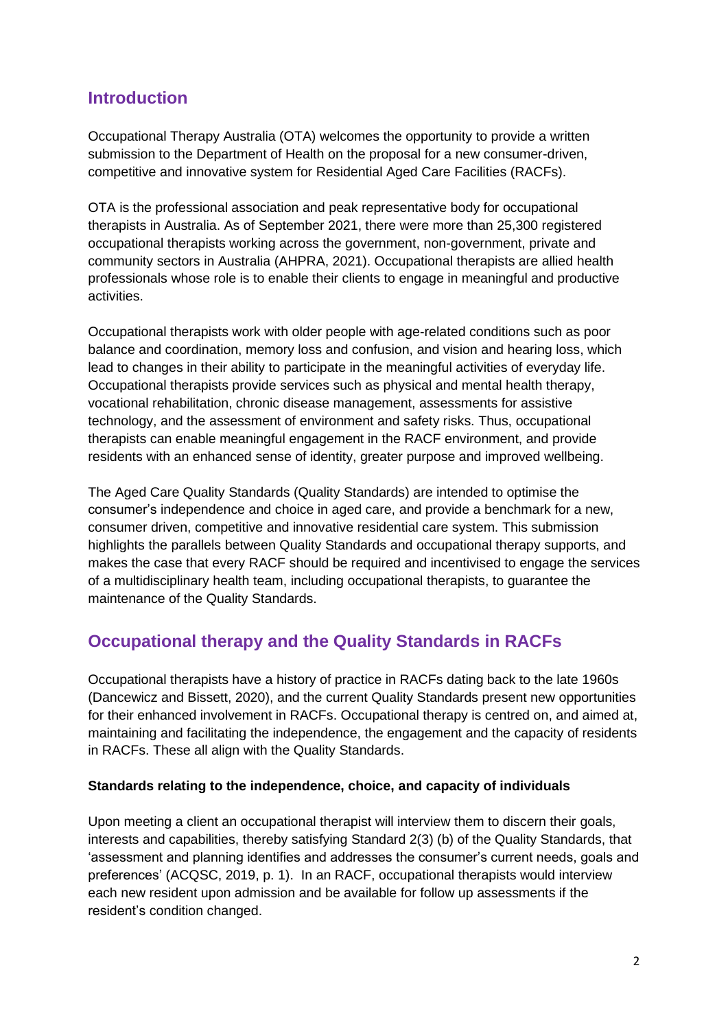## Introduction

Occupational Therapy Australia (OTA) welcomes the opportunity to provide a written submission to the Department of Health on the proposal for a new consumer-driven, competitive and innovative system for Residential Aged Care Facilities (RACFs).

OTA is the professional association and peak representative body for occupational therapists in Australia. As of September 2021, there were more than 25,300 registered occupational therapists working across the government, non-government, private and community sectors in Australia (AHPRA, 2021). Occupational therapists are allied health professionals whose role is to enable their clients to engage in meaningful and productive activities.

Occupational therapists work with older people with age-related conditions such as poor balance and coordination, memory loss and confusion, and vision and hearing loss, which lead to changes in their ability to participate in the meaningful activities of everyday life. Occupational therapists provide services such as physical and mental health therapy, vocational rehabilitation, chronic disease management, assessments for assistive technology, and the assessment of environment and safety risks. Thus, occupational therapists can enable meaningful engagement in the RACF environment, and provide residents with an enhanced sense of identity, greater purpose and improved wellbeing.

The Aged Care Quality Standards (Quality Standards) are intended to optimise the consumer's independence and choice in aged care, and provide a benchmark for a new, consumer driven, competitive and innovative residential care system. This submission highlights the parallels between Quality Standards and occupational therapy supports, and makes the case that every RACF should be required and incentivised to engage the services of a multidisciplinary health team, including occupational therapists, to guarantee the maintenance of the Quality Standards.

## Occupational therapy and the Quality Standards in RACFs

Occupational therapists have a history of practice in RACFs dating back to the late 1960s (Dancewicz and Bissett, 2020), and the current Quality Standards present new opportunities for their enhanced involvement in RACFs. Occupational therapy is centred on, and aimed at, maintaining and facilitating the independence, the engagement and the capacity of residents in RACFs. These all align with the Quality Standards.

**Standards relating to the independence, choice, and capacity of individuals**

Upon meeting a client an occupational therapist will interview them to discern their goals, interests and capabilities, thereby satisfying Standard 2(3) (b) of the Quality Standards, that 'assessment and planning identifies and addresses the consumer's current needs, goals and preferences' (ACQSC, 2019, p. 1). In an RACF, occupational therapists would interview each new resident upon admission and be available for follow up assessments if the resident's condition changed.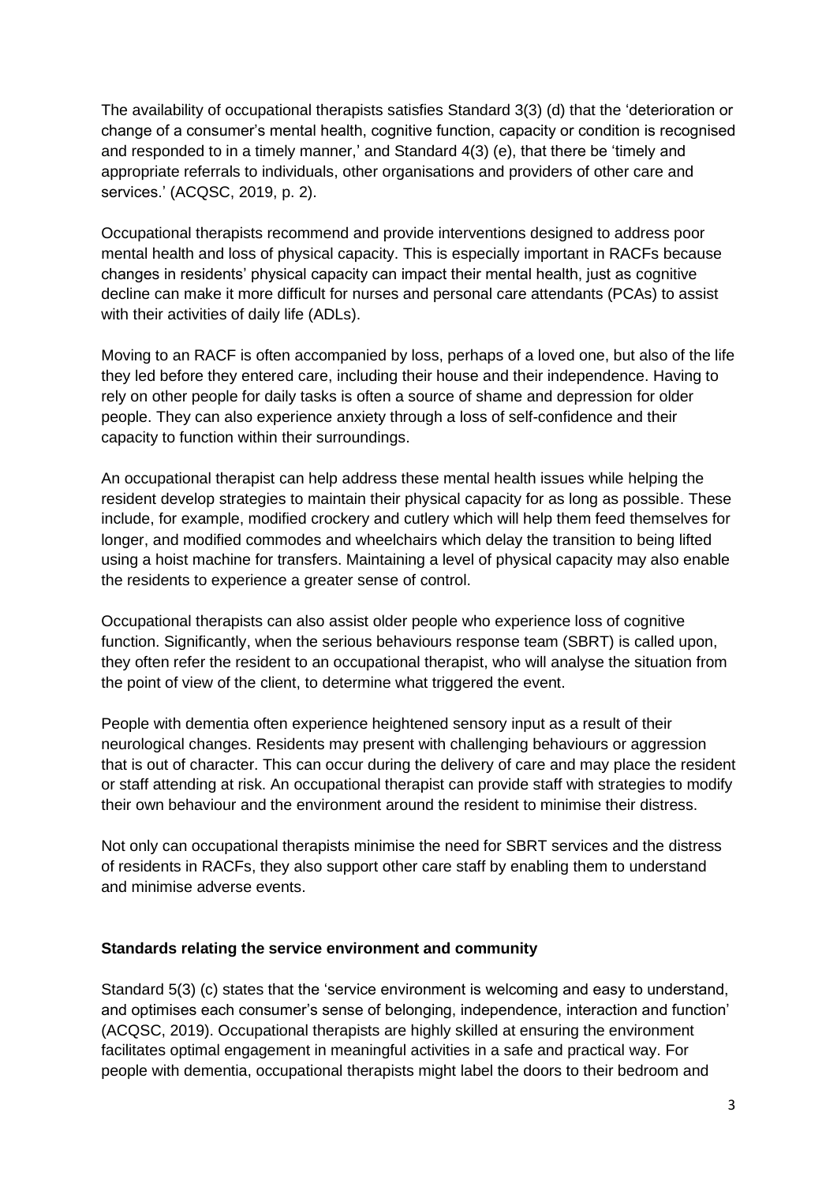The availability of occupational therapists satisfies Standard 3(3) (d) that the 'deterioration or change of a consumer's mental health, cognitive function, capacity or condition is recognised and responded to in a timely manner,' and Standard 4(3) (e), that there be 'timely and appropriate referrals to individuals, other organisations and providers of other care and services.' (ACQSC, 2019, p. 2).

Occupational therapists recommend and provide interventions designed to address poor mental health and loss of physical capacity. This is especially important in RACFs because changes in residents' physical capacity can impact their mental health, just as cognitive decline can make it more difficult for nurses and personal care attendants (PCAs) to assist with their activities of daily life (ADLs).

Moving to an RACF is often accompanied by loss, perhaps of a loved one, but also of the life they led before they entered care, including their house and their independence. Having to rely on other people for daily tasks is often a source of shame and depression for older people. They can also experience anxiety through a loss of self-confidence and their capacity to function within their surroundings.

An occupational therapist can help address these mental health issues while helping the resident develop strategies to maintain their physical capacity for as long as possible. These include, for example, modified crockery and cutlery which will help them feed themselves for longer, and modified commodes and wheelchairs which delay the transition to being lifted using a hoist machine for transfers. Maintaining a level of physical capacity may also enable the residents to experience a greater sense of control.

Occupational therapists can also assist older people who experience loss of cognitive function. Significantly, when the serious behaviours response team (SBRT) is called upon, they often refer the resident to an occupational therapist, who will analyse the situation from the point of view of the client, to determine what triggered the event.

People with dementia often experience heightened sensory input as a result of their neurological changes. Residents may present with challenging behaviours or aggression that is out of character. This can occur during the delivery of care and may place the resident or staff attending at risk. An occupational therapist can provide staff with strategies to modify their own behaviour and the environment around the resident to minimise their distress.

Not only can occupational therapists minimise the need for SBRT services and the distress of residents in RACFs, they also support other care staff by enabling them to understand and minimise adverse events.

**Standards relating the service environment and community**

Standard 5(3) (c) states that the 'service environment is welcoming and easy to understand, and optimises each consumer's sense of belonging, independence, interaction and function' (ACQSC, 2019). Occupational therapists are highly skilled at ensuring the environment facilitates optimal engagement in meaningful activities in a safe and practical way. For people with dementia, occupational therapists might label the doors to their bedroom and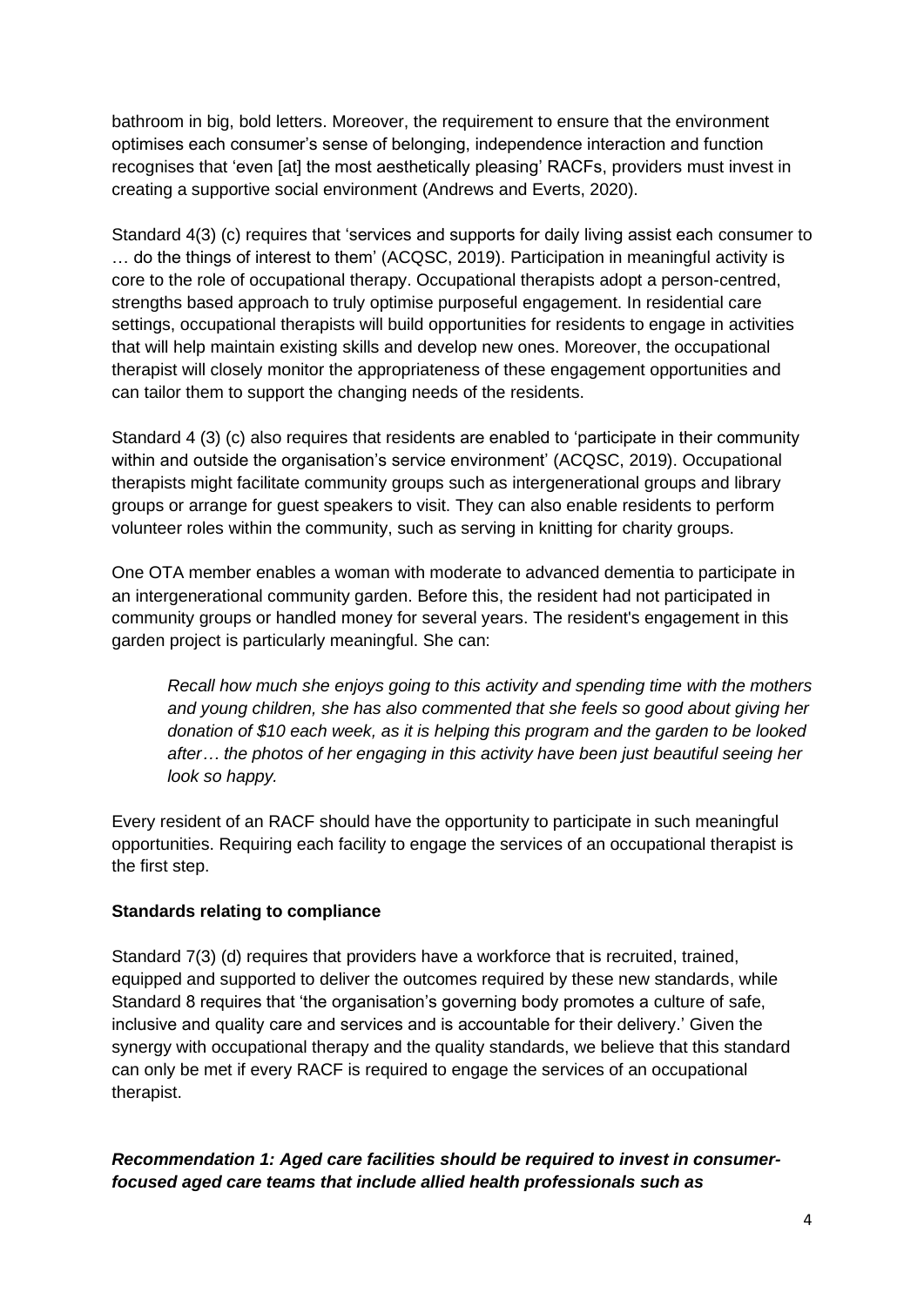bathroom in big, bold letters. Moreover, the requirement to ensure that the environment optimises each consumer's sense of belonging, independence interaction and function recognises that 'even [at] the most aesthetically pleasing' RACFs, providers must invest in creating a supportive social environment (Andrews and Everts, 2020).

Standard 4(3) (c) requires that 'services and supports for daily living assist each consumer to … do the things of interest to them' (ACQSC, 2019). Participation in meaningful activity is core to the role of occupational therapy. Occupational therapists adopt a person-centred, strengths based approach to truly optimise purposeful engagement. In residential care settings, occupational therapists will build opportunities for residents to engage in activities that will help maintain existing skills and develop new ones. Moreover, the occupational therapist will closely monitor the appropriateness of these engagement opportunities and can tailor them to support the changing needs of the residents.

Standard 4 (3) (c) also requires that residents are enabled to 'participate in their community within and outside the organisation's service environment' (ACQSC, 2019). Occupational therapists might facilitate community groups such as intergenerational groups and library groups or arrange for guest speakers to visit. They can also enable residents to perform volunteer roles within the community, such as serving in knitting for charity groups.

One OTA member enables a woman with moderate to advanced dementia to participate in an intergenerational community garden. Before this, the resident had not participated in community groups or handled money for several years. The resident's engagement in this garden project is particularly meaningful. She can:

> *Recall how much she enjoys going to this activity and spending time with the mothers and young children, she has also commented that she feels so good about giving her donation of $10 each week, as it is helping this program and the garden to be looked after… the photos of her engaging in this activity have been just beautiful seeing her look so happy.*

Every resident of an RACF should have the opportunity to participate in such meaningful opportunities. Requiring each facility to engage the services of an occupational therapist is the first step.

**Standards relating to compliance**

Standard 7(3) (d) requires that providers have a workforce that is recruited, trained, equipped and supported to deliver the outcomes required by these new standards, while Standard 8 requires that 'the organisation's governing body promotes a culture of safe, inclusive and quality care and services and is accountable for their delivery.' Given the synergy with occupational therapy and the quality standards, we believe that this standard can only be met if every RACF is required to engage the services of an occupational therapist.

***Recommendation 1: Aged care facilities should be required to invest in consumer-focused aged care teams that include allied health professionals such as***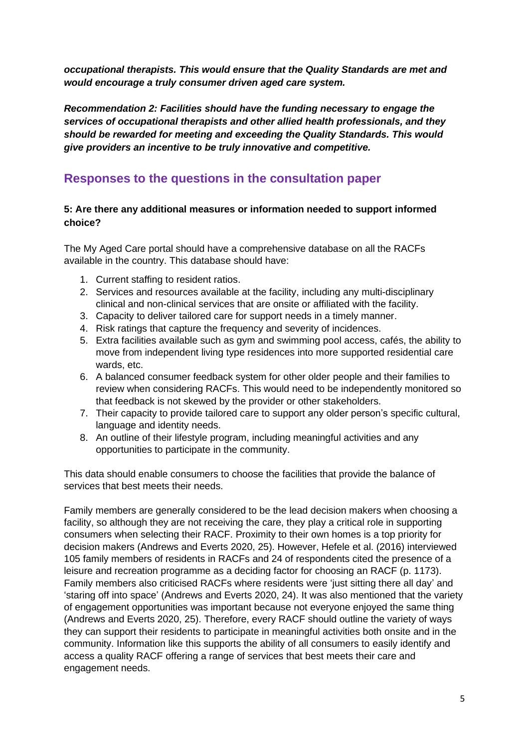***occupational therapists. This would ensure that the Quality Standards are met and would encourage a truly consumer driven aged care system.***

***Recommendation 2: Facilities should have the funding necessary to engage the services of occupational therapists and other allied health professionals, and they should be rewarded for meeting and exceeding the Quality Standards. This would give providers an incentive to be truly innovative and competitive.***

## Responses to the questions in the consultation paper

**5: Are there any additional measures or information needed to support informed choice?**

The My Aged Care portal should have a comprehensive database on all the RACFs available in the country. This database should have:

1. Current staffing to resident ratios.
2. Services and resources available at the facility, including any multi-disciplinary clinical and non-clinical services that are onsite or affiliated with the facility.
3. Capacity to deliver tailored care for support needs in a timely manner.
4. Risk ratings that capture the frequency and severity of incidences.
5. Extra facilities available such as gym and swimming pool access, cafés, the ability to move from independent living type residences into more supported residential care wards, etc.
6. A balanced consumer feedback system for other older people and their families to review when considering RACFs. This would need to be independently monitored so that feedback is not skewed by the provider or other stakeholders.
7. Their capacity to provide tailored care to support any older person's specific cultural, language and identity needs.
8. An outline of their lifestyle program, including meaningful activities and any opportunities to participate in the community.

This data should enable consumers to choose the facilities that provide the balance of services that best meets their needs.

Family members are generally considered to be the lead decision makers when choosing a facility, so although they are not receiving the care, they play a critical role in supporting consumers when selecting their RACF. Proximity to their own homes is a top priority for decision makers (Andrews and Everts 2020, 25). However, Hefele et al. (2016) interviewed 105 family members of residents in RACFs and 24 of respondents cited the presence of a leisure and recreation programme as a deciding factor for choosing an RACF (p. 1173). Family members also criticised RACFs where residents were 'just sitting there all day' and 'staring off into space' (Andrews and Everts 2020, 24). It was also mentioned that the variety of engagement opportunities was important because not everyone enjoyed the same thing (Andrews and Everts 2020, 25). Therefore, every RACF should outline the variety of ways they can support their residents to participate in meaningful activities both onsite and in the community. Information like this supports the ability of all consumers to easily identify and access a quality RACF offering a range of services that best meets their care and engagement needs.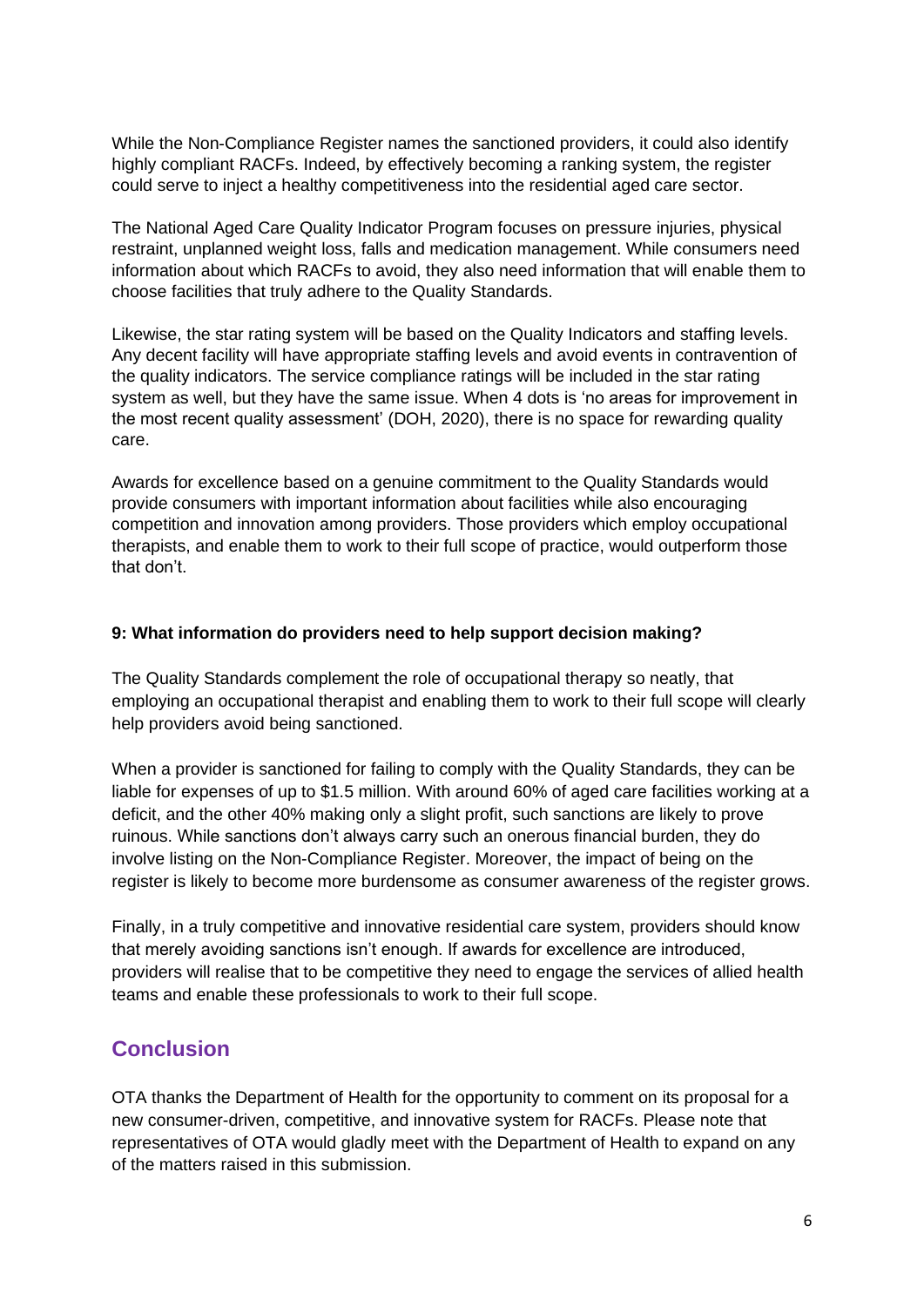While the Non-Compliance Register names the sanctioned providers, it could also identify highly compliant RACFs. Indeed, by effectively becoming a ranking system, the register could serve to inject a healthy competitiveness into the residential aged care sector.

The National Aged Care Quality Indicator Program focuses on pressure injuries, physical restraint, unplanned weight loss, falls and medication management. While consumers need information about which RACFs to avoid, they also need information that will enable them to choose facilities that truly adhere to the Quality Standards.

Likewise, the star rating system will be based on the Quality Indicators and staffing levels. Any decent facility will have appropriate staffing levels and avoid events in contravention of the quality indicators. The service compliance ratings will be included in the star rating system as well, but they have the same issue. When 4 dots is 'no areas for improvement in the most recent quality assessment' (DOH, 2020), there is no space for rewarding quality care.

Awards for excellence based on a genuine commitment to the Quality Standards would provide consumers with important information about facilities while also encouraging competition and innovation among providers. Those providers which employ occupational therapists, and enable them to work to their full scope of practice, would outperform those that don't.

**9: What information do providers need to help support decision making?**

The Quality Standards complement the role of occupational therapy so neatly, that employing an occupational therapist and enabling them to work to their full scope will clearly help providers avoid being sanctioned.

When a provider is sanctioned for failing to comply with the Quality Standards, they can be liable for expenses of up to $1.5 million. With around 60% of aged care facilities working at a deficit, and the other 40% making only a slight profit, such sanctions are likely to prove ruinous. While sanctions don't always carry such an onerous financial burden, they do involve listing on the Non-Compliance Register. Moreover, the impact of being on the register is likely to become more burdensome as consumer awareness of the register grows.

Finally, in a truly competitive and innovative residential care system, providers should know that merely avoiding sanctions isn't enough. If awards for excellence are introduced, providers will realise that to be competitive they need to engage the services of allied health teams and enable these professionals to work to their full scope.

## Conclusion

OTA thanks the Department of Health for the opportunity to comment on its proposal for a new consumer-driven, competitive, and innovative system for RACFs. Please note that representatives of OTA would gladly meet with the Department of Health to expand on any of the matters raised in this submission.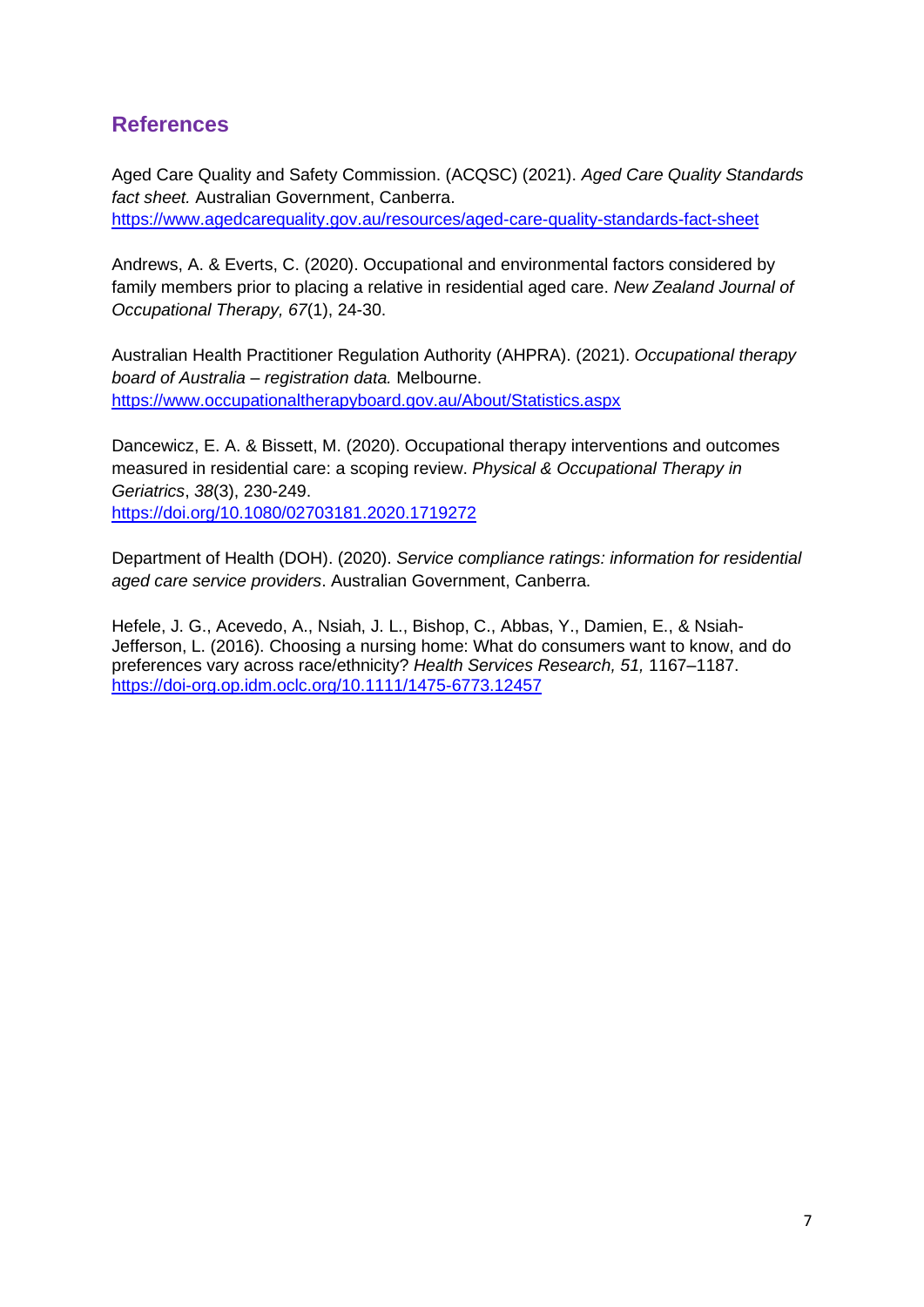## References

Aged Care Quality and Safety Commission. (ACQSC) (2021). *Aged Care Quality Standards fact sheet.* Australian Government, Canberra. https://www.agedcarequality.gov.au/resources/aged-care-quality-standards-fact-sheet

Andrews, A. & Everts, C. (2020). Occupational and environmental factors considered by family members prior to placing a relative in residential aged care. *New Zealand Journal of Occupational Therapy, 67*(1), 24-30.

Australian Health Practitioner Regulation Authority (AHPRA). (2021). *Occupational therapy board of Australia – registration data.* Melbourne. https://www.occupationaltherapyboard.gov.au/About/Statistics.aspx

Dancewicz, E. A. & Bissett, M. (2020). Occupational therapy interventions and outcomes measured in residential care: a scoping review. *Physical & Occupational Therapy in Geriatrics*, *38*(3), 230-249. https://doi.org/10.1080/02703181.2020.1719272

Department of Health (DOH). (2020). *Service compliance ratings: information for residential aged care service providers*. Australian Government, Canberra.

Hefele, J. G., Acevedo, A., Nsiah, J. L., Bishop, C., Abbas, Y., Damien, E., & Nsiah-Jefferson, L. (2016). Choosing a nursing home: What do consumers want to know, and do preferences vary across race/ethnicity? *Health Services Research, 51,* 1167–1187. https://doi-org.op.idm.oclc.org/10.1111/1475-6773.12457